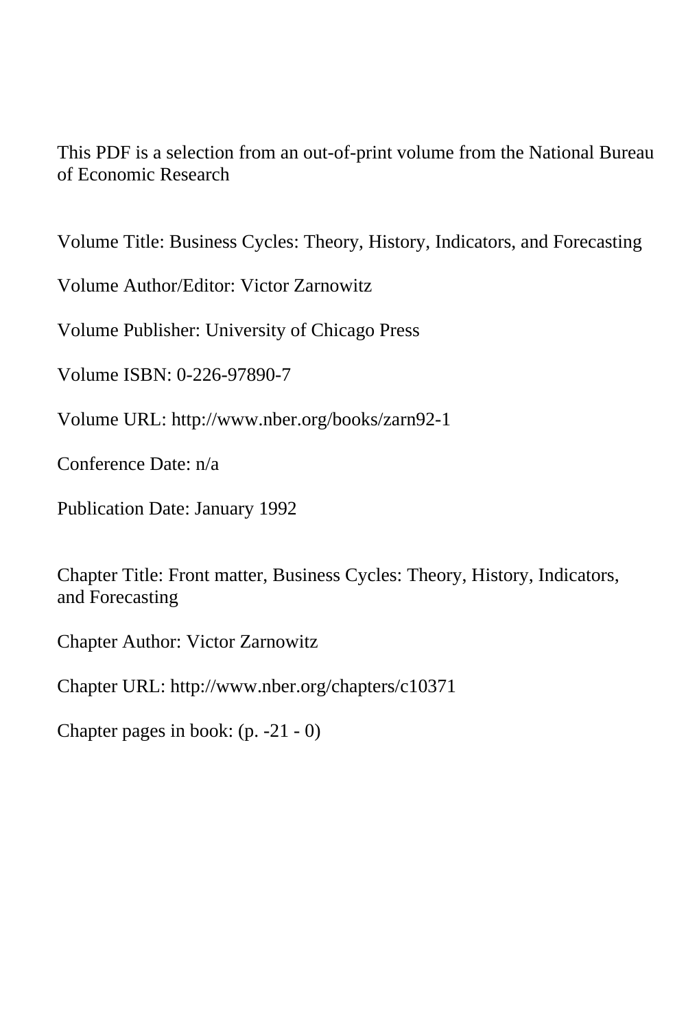This PDF is a selection from an out-of-print volume from the National Bureau of Economic Research

Volume Title: Business Cycles: Theory, History, Indicators, and Forecasting

Volume Author/Editor: Victor Zarnowitz

Volume Publisher: University of Chicago Press

Volume ISBN: 0-226-97890-7

Volume URL: http://www.nber.org/books/zarn92-1

Conference Date: n/a

Publication Date: January 1992

Chapter Title: Front matter, Business Cycles: Theory, History, Indicators, and Forecasting

Chapter Author: Victor Zarnowitz

Chapter URL: http://www.nber.org/chapters/c10371

Chapter pages in book: (p. -21 - 0)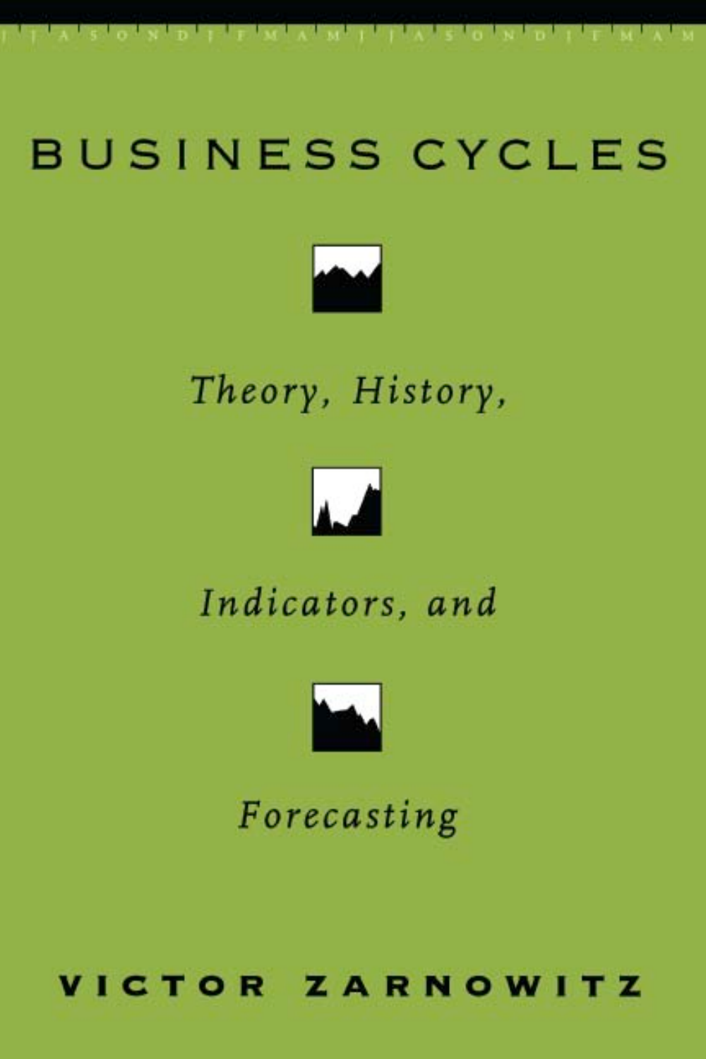# BUSINESS CYCLES

*Theory, History,*

*Indicators, and*

*Forecasting*

**VICTOR ZARNOWITZ**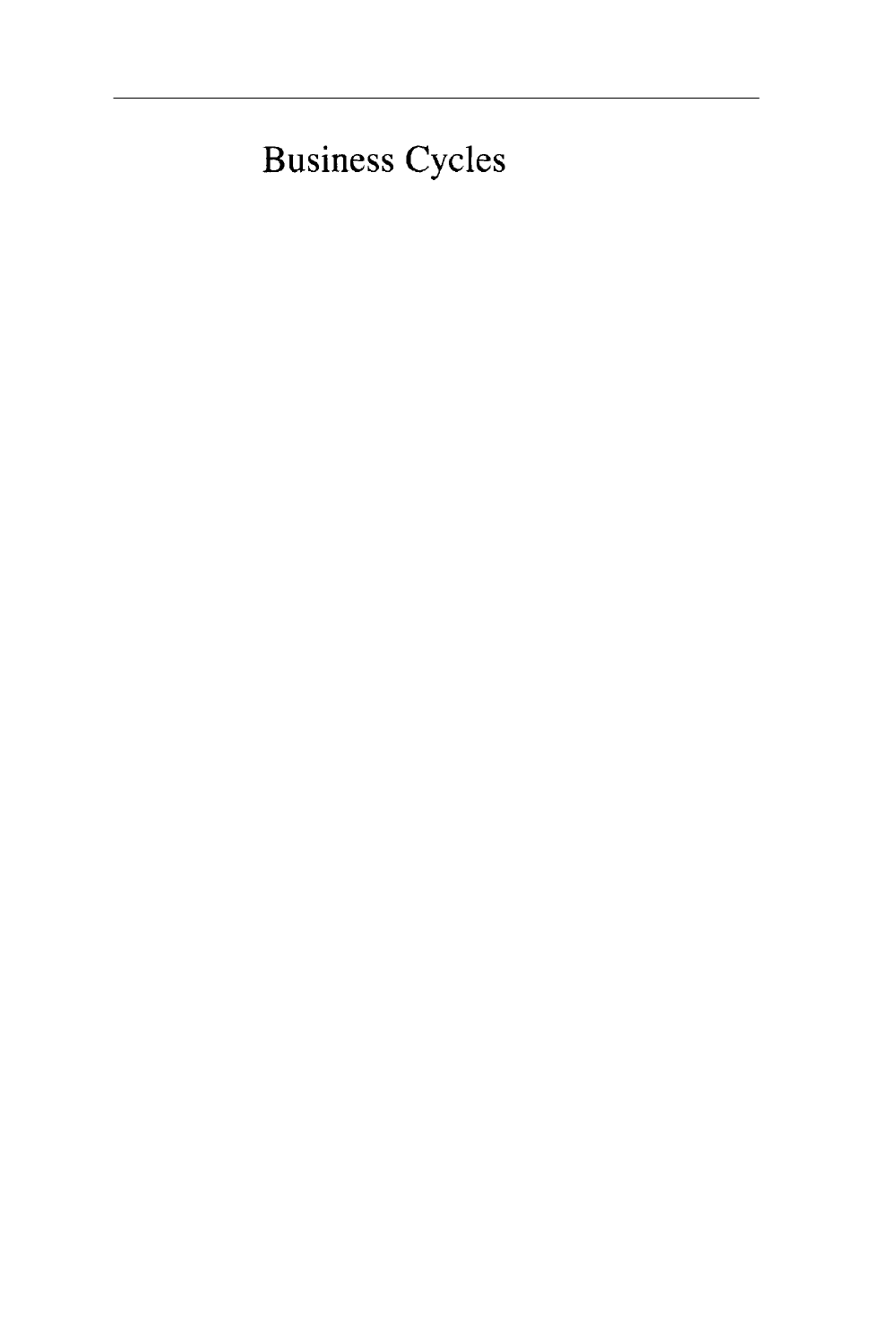# Business Cycles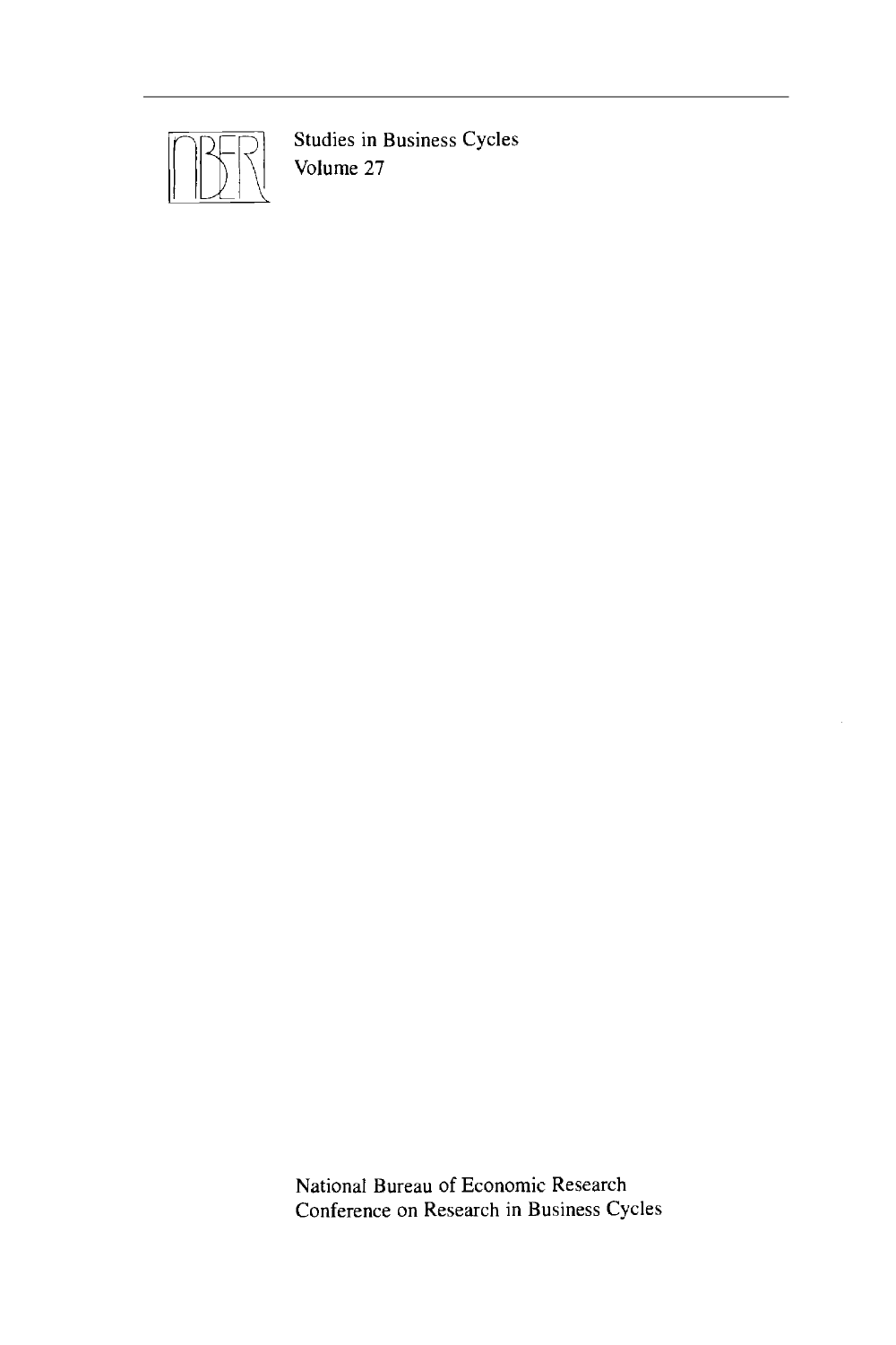Studies in Business Cycles
Volume 27

National Bureau of Economic Research
Conference on Research in Business Cycles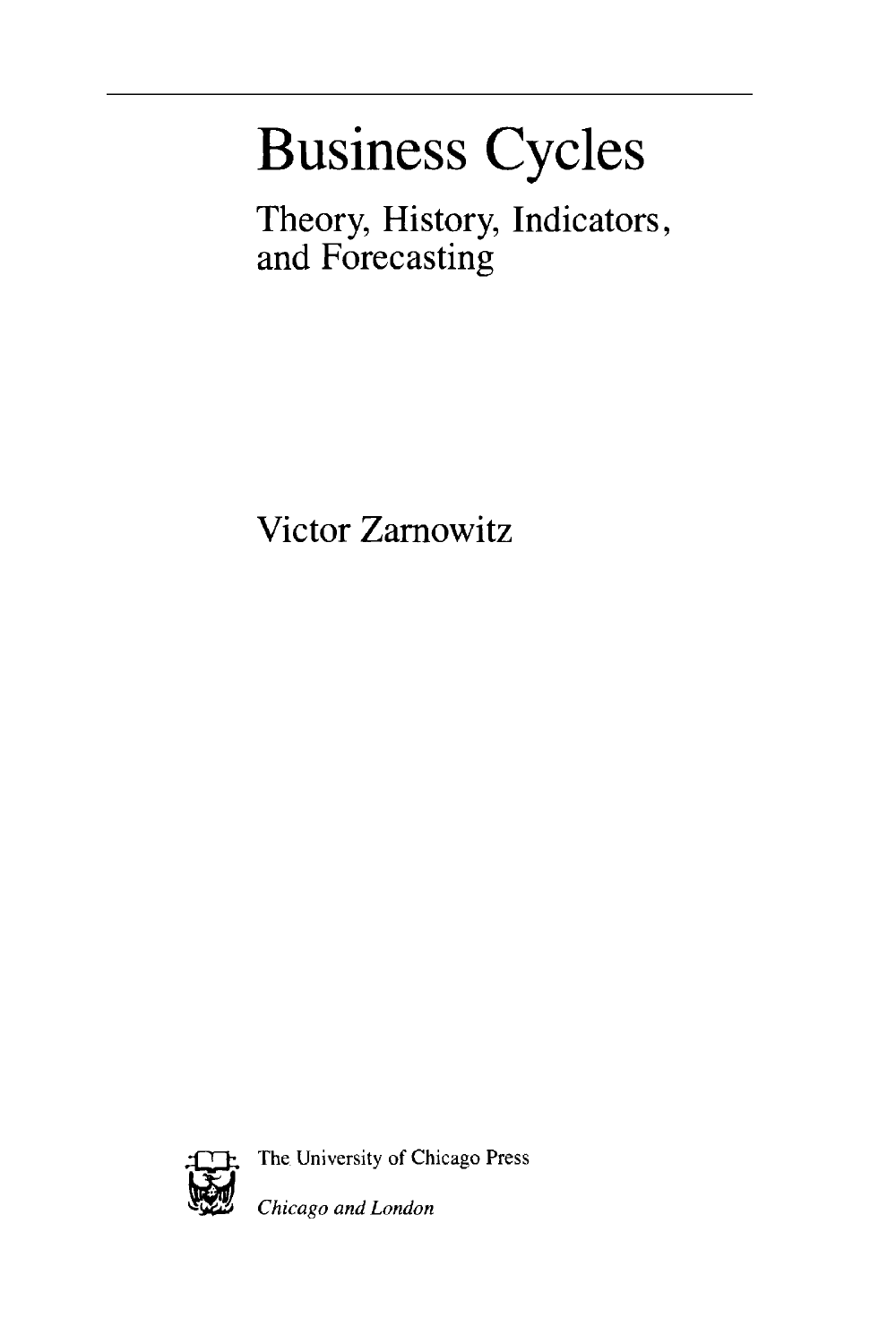# Business Cycles

## Theory, History, Indicators, and Forecasting

Victor Zarnowitz

The University of Chicago Press

*Chicago and London*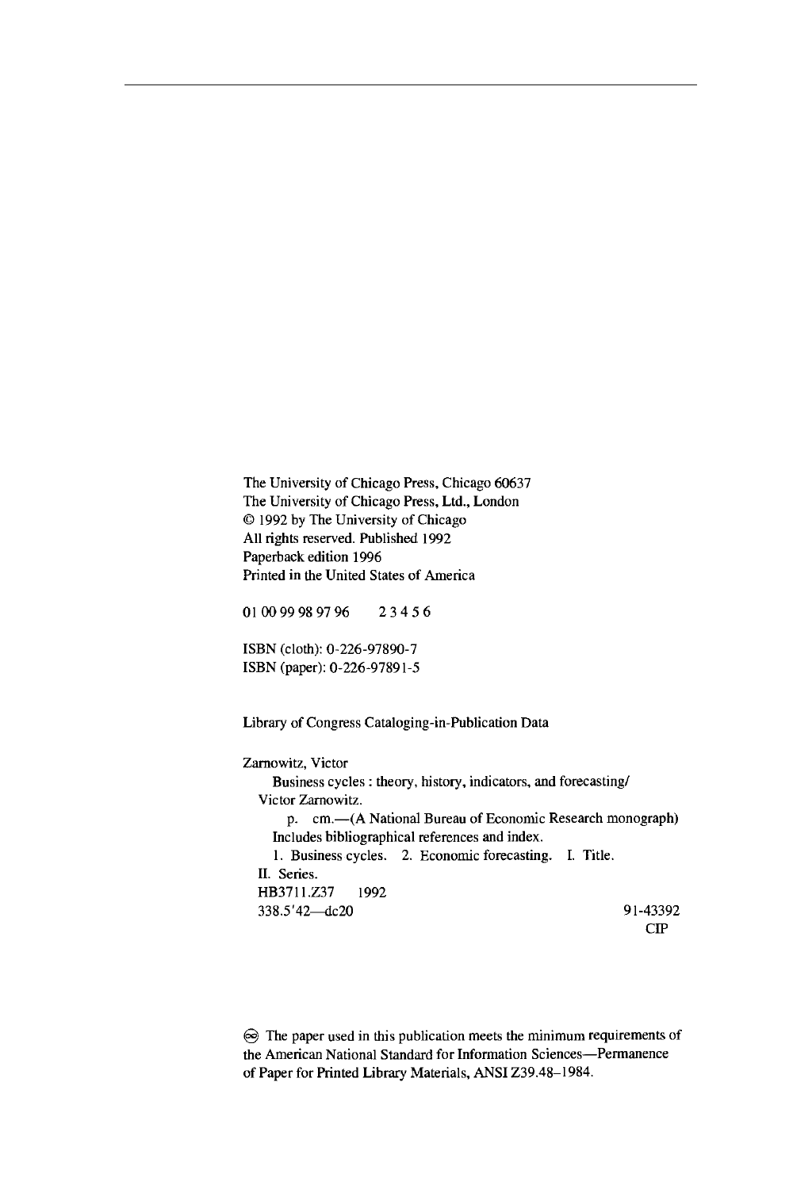The University of Chicago Press, Chicago 60637
The University of Chicago Press, Ltd., London
© 1992 by The University of Chicago
All rights reserved. Published 1992
Paperback edition 1996
Printed in the United States of America

01 00 99 98 97 96    2 3 4 5 6

ISBN (cloth): 0-226-97890-7
ISBN (paper): 0-226-97891-5

Library of Congress Cataloging-in-Publication Data

Zarnowitz, Victor
  Business cycles : theory, history, indicators, and forecasting/
 Victor Zarnowitz.
   p. cm.—(A National Bureau of Economic Research monograph)
  Includes bibliographical references and index.
  1. Business cycles. 2. Economic forecasting. I. Title.
 II. Series.
 HB3711.Z37 1992
 338.5'42—dc20                                    91-43392
                                                    CIP

♾ The paper used in this publication meets the minimum requirements of the American National Standard for Information Sciences—Permanence of Paper for Printed Library Materials, ANSI Z39.48–1984.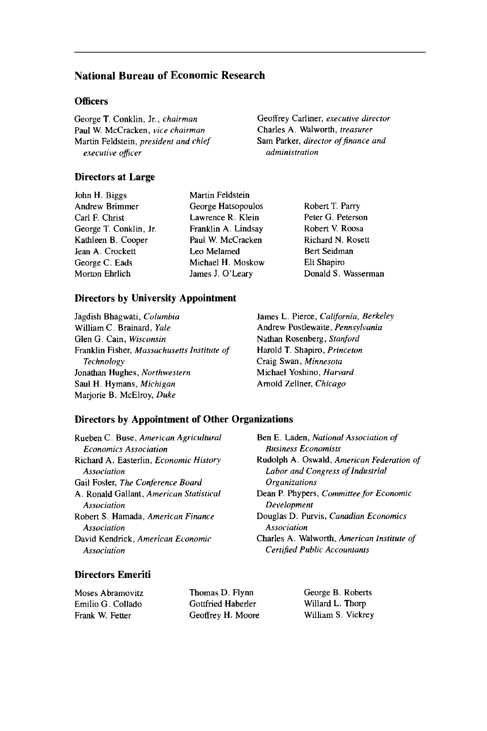## National Bureau of Economic Research

### Officers

George T. Conklin, Jr., *chairman*
Paul W. McCracken, *vice chairman*
Martin Feldstein, *president and chief executive officer*
Geoffrey Carliner, *executive director*
Charles A. Walworth, *treasurer*
Sam Parker, *director of finance and administration*

### Directors at Large

John H. Biggs
Andrew Brimmer
Carl F. Christ
George T. Conklin, Jr.
Kathleen B. Cooper
Jean A. Crockett
George C. Eads
Morton Ehrlich
Martin Feldstein
George Hatsopoulos
Lawrence R. Klein
Franklin A. Lindsay
Paul W. McCracken
Leo Melamed
Michael H. Moskow
James J. O'Leary
Robert T. Parry
Peter G. Peterson
Robert V. Roosa
Richard N. Rosett
Bert Seidman
Eli Shapiro
Donald S. Wasserman

### Directors by University Appointment

Jagdish Bhagwati, *Columbia*
William C. Brainard, *Yale*
Glen G. Cain, *Wisconsin*
Franklin Fisher, *Massachusetts Institute of Technology*
Jonathan Hughes, *Northwestern*
Saul H. Hymans, *Michigan*
Marjorie B. McElroy, *Duke*
James L. Pierce, *California, Berkeley*
Andrew Postlewaite, *Pennsylvania*
Nathan Rosenberg, *Stanford*
Harold T. Shapiro, *Princeton*
Craig Swan, *Minnesota*
Michael Yoshino, *Harvard*
Arnold Zellner, *Chicago*

### Directors by Appointment of Other Organizations

Rueben C. Buse, *American Agricultural Economics Association*
Richard A. Easterlin, *Economic History Association*
Gail Fosler, *The Conference Board*
A. Ronald Gallant, *American Statistical Association*
Robert S. Hamada, *American Finance Association*
David Kendrick, *American Economic Association*
Ben E. Laden, *National Association of Business Economists*
Rudolph A. Oswald, *American Federation of Labor and Congress of Industrial Organizations*
Dean P. Phypers, *Committee for Economic Development*
Douglas D. Purvis, *Canadian Economics Association*
Charles A. Walworth, *American Institute of Certified Public Accountants*

### Directors Emeriti

Moses Abramovitz
Emilio G. Collado
Frank W. Fetter
Thomas D. Flynn
Gottfried Haberler
Geoffrey H. Moore
George B. Roberts
Willard L. Thorp
William S. Vickrey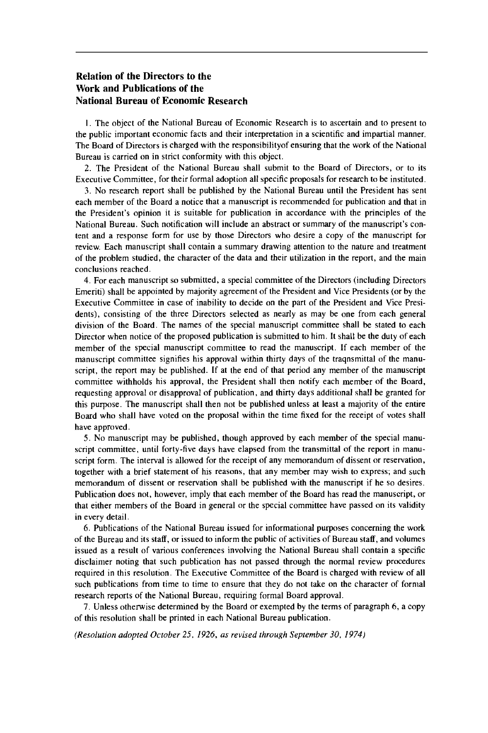## Relation of the Directors to the Work and Publications of the National Bureau of Economic Research

1. The object of the National Bureau of Economic Research is to ascertain and to present to the public important economic facts and their interpretation in a scientific and impartial manner. The Board of Directors is charged with the responsibilityof ensuring that the work of the National Bureau is carried on in strict conformity with this object.

2. The President of the National Bureau shall submit to the Board of Directors, or to its Executive Committee, for their formal adoption all specific proposals for research to be instituted.

3. No research report shall be published by the National Bureau until the President has sent each member of the Board a notice that a manuscript is recommended for publication and that in the President's opinion it is suitable for publication in accordance with the principles of the National Bureau. Such notification will include an abstract or summary of the manuscript's content and a response form for use by those Directors who desire a copy of the manuscript for review. Each manuscript shall contain a summary drawing attention to the nature and treatment of the problem studied, the character of the data and their utilization in the report, and the main conclusions reached.

4. For each manuscript so submitted, a special committee of the Directors (including Directors Emeriti) shall be appointed by majority agreement of the President and Vice Presidents (or by the Executive Committee in case of inability to decide on the part of the President and Vice Presidents), consisting of the three Directors selected as nearly as may be one from each general division of the Board. The names of the special manuscript committee shall be stated to each Director when notice of the proposed publication is submitted to him. It shall be the duty of each member of the special manuscript committee to read the manuscript. If each member of the manuscript committee signifies his approval within thirty days of the traqnsmittal of the manuscript, the report may be published. If at the end of that period any member of the manuscript committee withholds his approval, the President shall then notify each member of the Board, requesting approval or disapproval of publication, and thirty days additional shall be granted for this purpose. The manuscript shall then not be published unless at least a majority of the entire Board who shall have voted on the proposal within the time fixed for the receipt of votes shall have approved.

5. No manuscript may be published, though approved by each member of the special manuscript committee, until forty-five days have elapsed from the transmittal of the report in manuscript form. The interval is allowed for the receipt of any memorandum of dissent or reservation, together with a brief statement of his reasons, that any member may wish to express; and such memorandum of dissent or reservation shall be published with the manuscript if he so desires. Publication does not, however, imply that each member of the Board has read the manuscript, or that either members of the Board in general or the special committee have passed on its validity in every detail.

6. Publications of the National Bureau issued for informational purposes concerning the work of the Bureau and its staff, or issued to inform the public of activities of Bureau staff, and volumes issued as a result of various conferences involving the National Bureau shall contain a specific disclaimer noting that such publication has not passed through the normal review procedures required in this resolution. The Executive Committee of the Board is charged with review of all such publications from time to time to ensure that they do not take on the character of formal research reports of the National Bureau, requiring formal Board approval.

7. Unless otherwise determined by the Board or exempted by the terms of paragraph 6, a copy of this resolution shall be printed in each National Bureau publication.

*(Resolution adopted October 25, 1926, as revised through September 30, 1974)*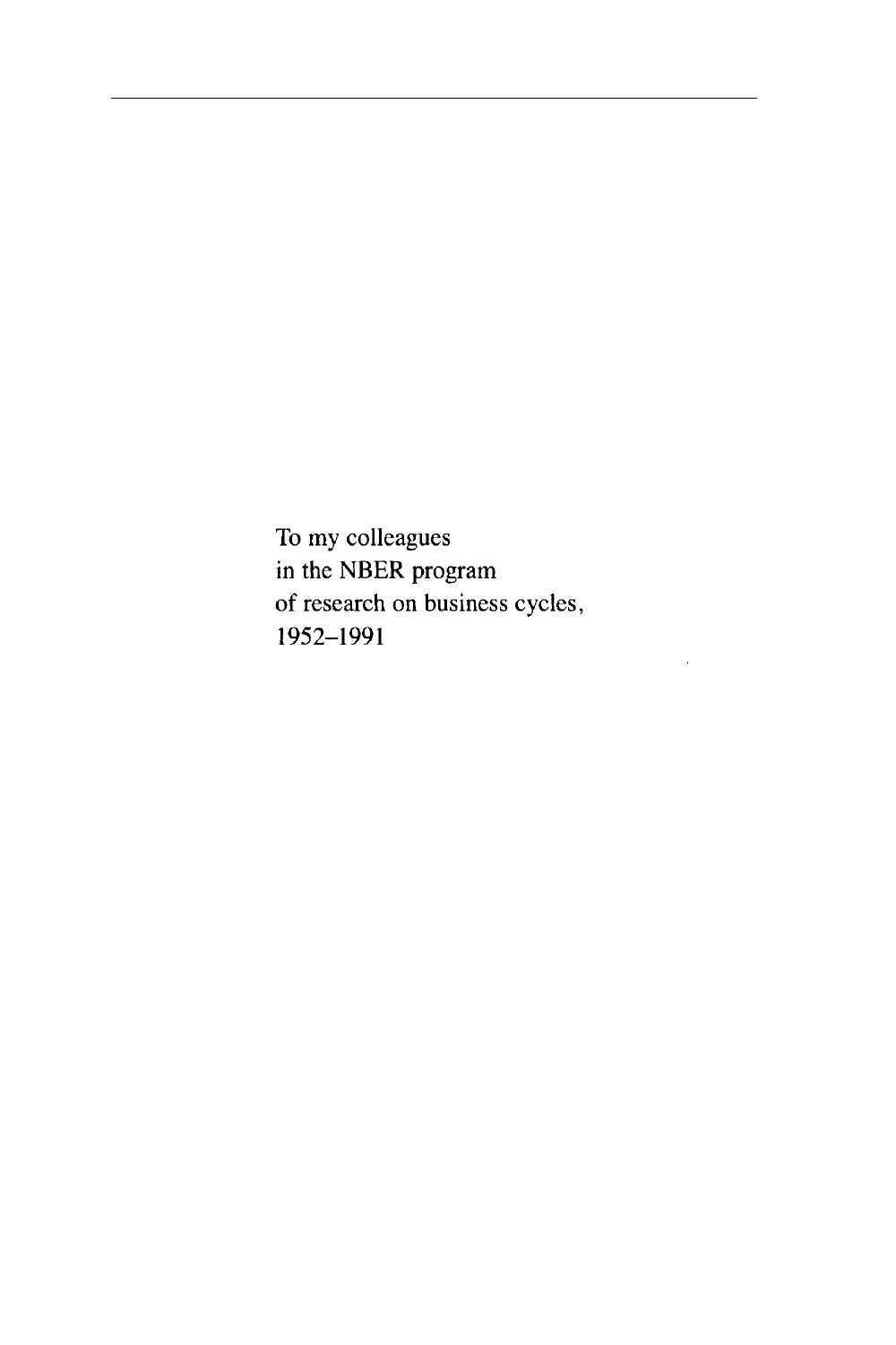To my colleagues
in the NBER program
of research on business cycles,
1952–1991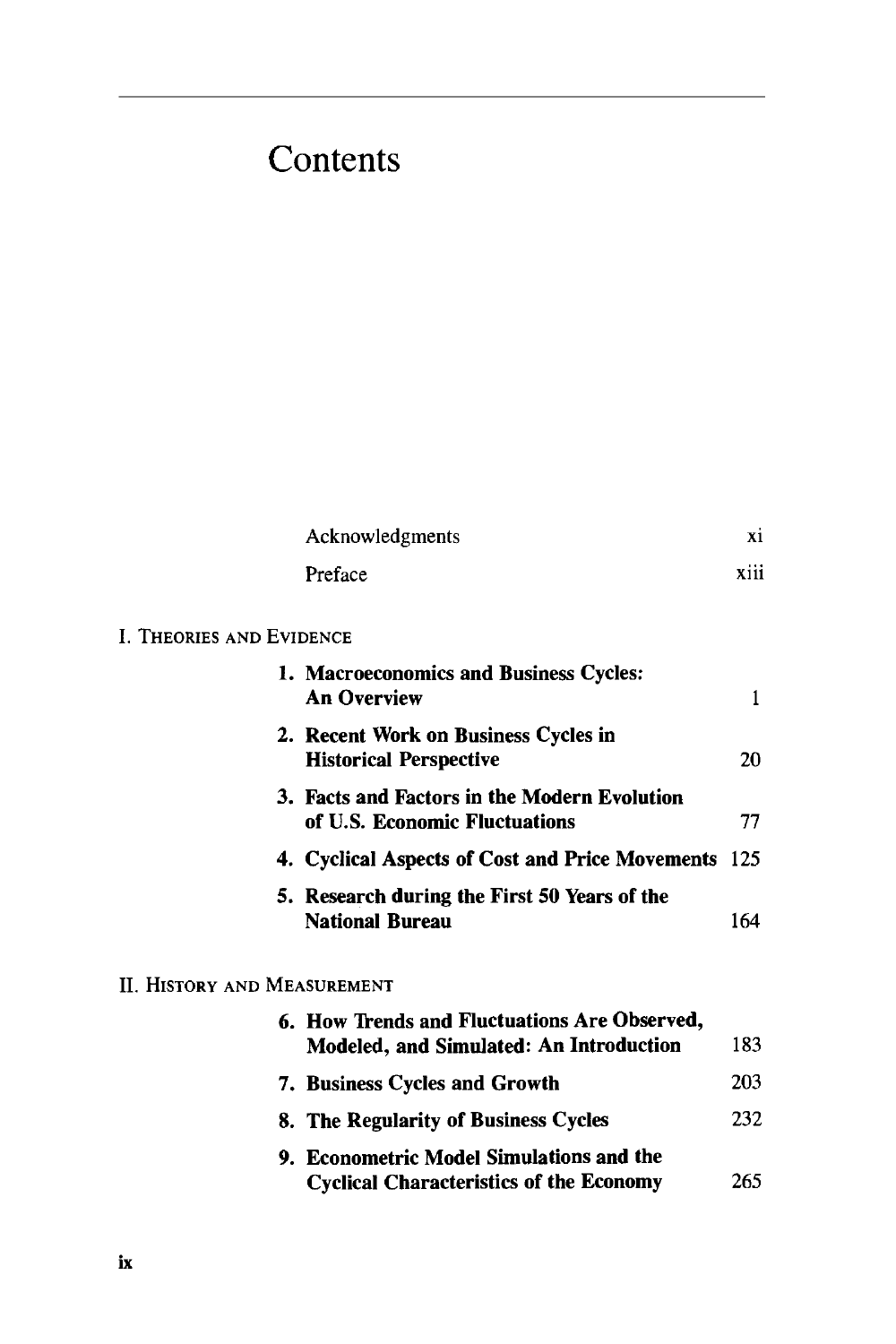# Contents

| | |
|---|---|
| Acknowledgments | xi |
| Preface | xiii |

I. Theories and Evidence

| | |
|---|---|
| **1. Macroeconomics and Business Cycles: An Overview** | 1 |
| **2. Recent Work on Business Cycles in Historical Perspective** | 20 |
| **3. Facts and Factors in the Modern Evolution of U.S. Economic Fluctuations** | 77 |
| **4. Cyclical Aspects of Cost and Price Movements** | 125 |
| **5. Research during the First 50 Years of the National Bureau** | 164 |

II. History and Measurement

| | |
|---|---|
| **6. How Trends and Fluctuations Are Observed, Modeled, and Simulated: An Introduction** | 183 |
| **7. Business Cycles and Growth** | 203 |
| **8. The Regularity of Business Cycles** | 232 |
| **9. Econometric Model Simulations and the Cyclical Characteristics of the Economy** | 265 |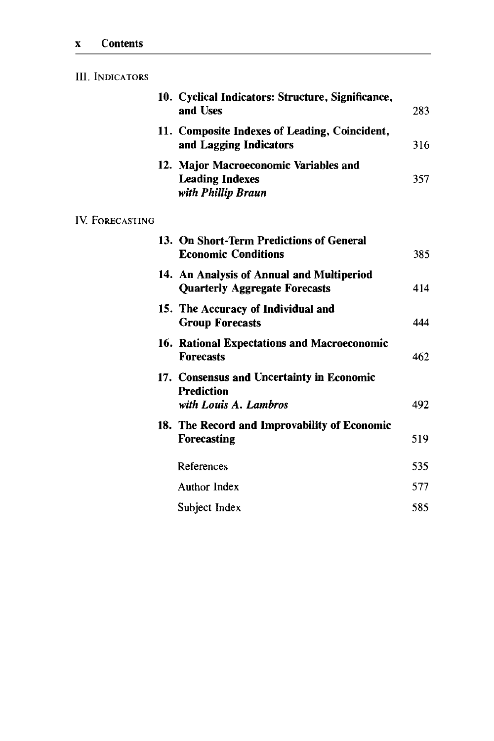## III. Indicators

| | | |
|---|---|---|
| 10. | **Cyclical Indicators: Structure, Significance, and Uses** | 283 |
| 11. | **Composite Indexes of Leading, Coincident, and Lagging Indicators** | 316 |
| 12. | **Major Macroeconomic Variables and Leading Indexes** *with Phillip Braun* | 357 |

## IV. Forecasting

| | | |
|---|---|---|
| 13. | **On Short-Term Predictions of General Economic Conditions** | 385 |
| 14. | **An Analysis of Annual and Multiperiod Quarterly Aggregate Forecasts** | 414 |
| 15. | **The Accuracy of Individual and Group Forecasts** | 444 |
| 16. | **Rational Expectations and Macroeconomic Forecasts** | 462 |
| 17. | **Consensus and Uncertainty in Economic Prediction** *with Louis A. Lambros* | 492 |
| 18. | **The Record and Improvability of Economic Forecasting** | 519 |
| | References | 535 |
| | Author Index | 577 |
| | Subject Index | 585 |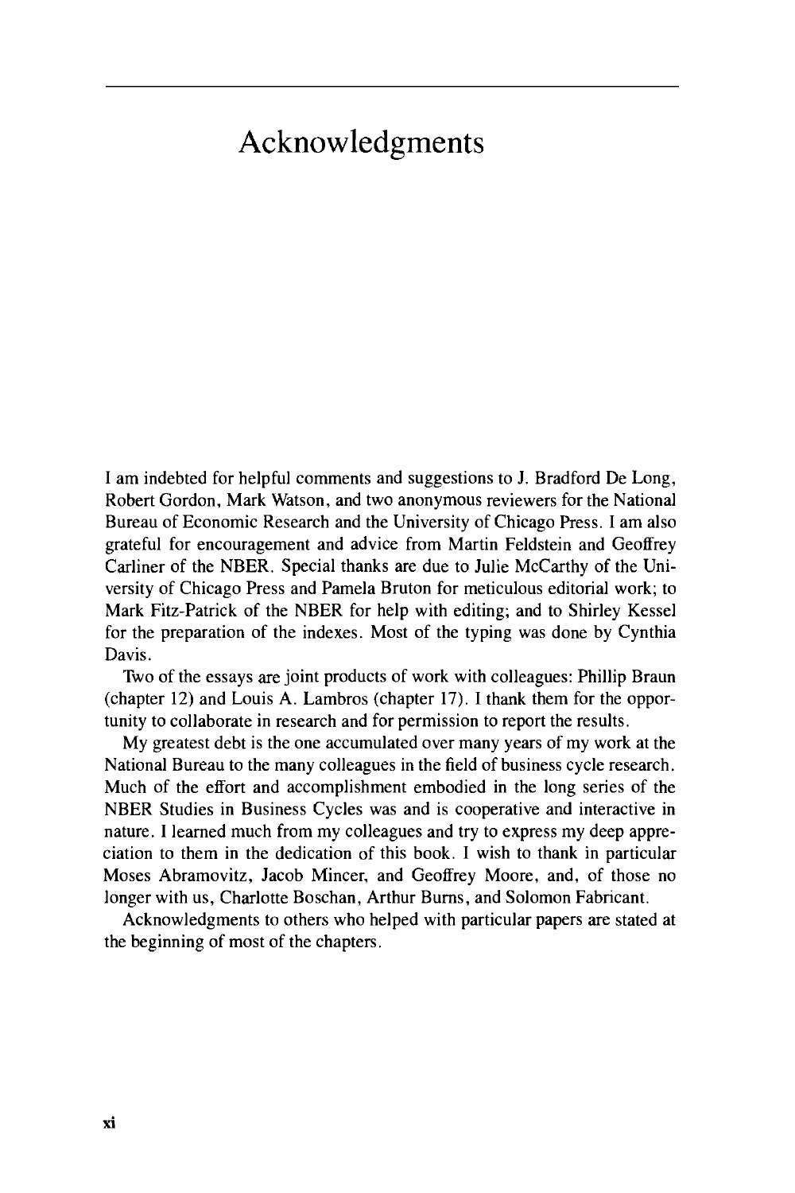# Acknowledgments

I am indebted for helpful comments and suggestions to J. Bradford De Long, Robert Gordon, Mark Watson, and two anonymous reviewers for the National Bureau of Economic Research and the University of Chicago Press. I am also grateful for encouragement and advice from Martin Feldstein and Geoffrey Carliner of the NBER. Special thanks are due to Julie McCarthy of the University of Chicago Press and Pamela Bruton for meticulous editorial work; to Mark Fitz-Patrick of the NBER for help with editing; and to Shirley Kessel for the preparation of the indexes. Most of the typing was done by Cynthia Davis.

Two of the essays are joint products of work with colleagues: Phillip Braun (chapter 12) and Louis A. Lambros (chapter 17). I thank them for the opportunity to collaborate in research and for permission to report the results.

My greatest debt is the one accumulated over many years of my work at the National Bureau to the many colleagues in the field of business cycle research. Much of the effort and accomplishment embodied in the long series of the NBER Studies in Business Cycles was and is cooperative and interactive in nature. I learned much from my colleagues and try to express my deep appreciation to them in the dedication of this book. I wish to thank in particular Moses Abramovitz, Jacob Mincer, and Geoffrey Moore, and, of those no longer with us, Charlotte Boschan, Arthur Burns, and Solomon Fabricant.

Acknowledgments to others who helped with particular papers are stated at the beginning of most of the chapters.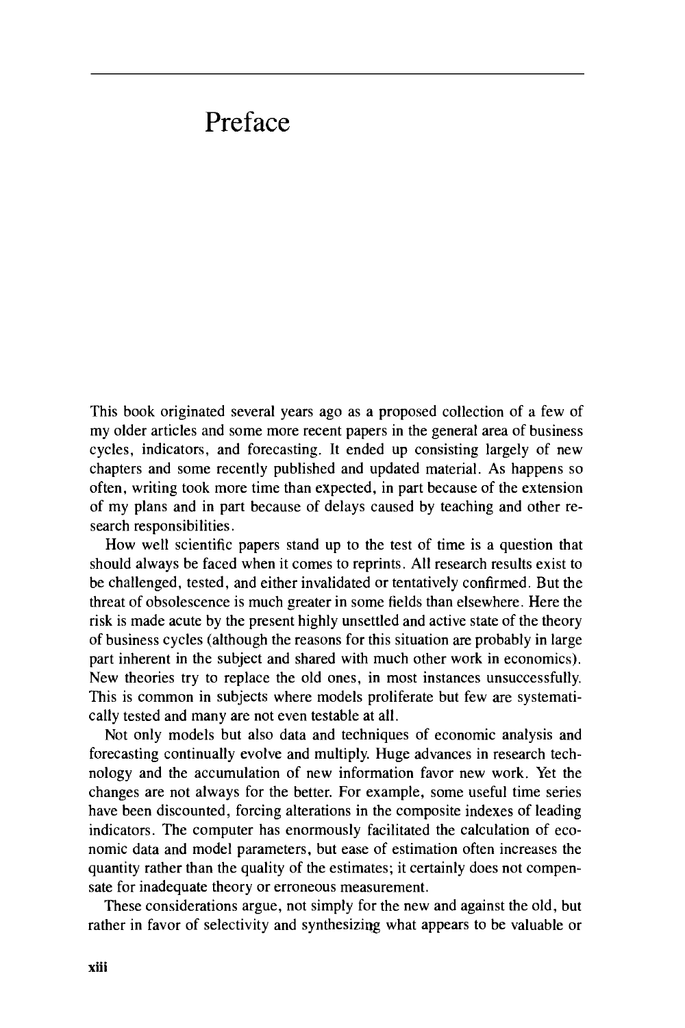# Preface

This book originated several years ago as a proposed collection of a few of my older articles and some more recent papers in the general area of business cycles, indicators, and forecasting. It ended up consisting largely of new chapters and some recently published and updated material. As happens so often, writing took more time than expected, in part because of the extension of my plans and in part because of delays caused by teaching and other research responsibilities.

How well scientific papers stand up to the test of time is a question that should always be faced when it comes to reprints. All research results exist to be challenged, tested, and either invalidated or tentatively confirmed. But the threat of obsolescence is much greater in some fields than elsewhere. Here the risk is made acute by the present highly unsettled and active state of the theory of business cycles (although the reasons for this situation are probably in large part inherent in the subject and shared with much other work in economics). New theories try to replace the old ones, in most instances unsuccessfully. This is common in subjects where models proliferate but few are systematically tested and many are not even testable at all.

Not only models but also data and techniques of economic analysis and forecasting continually evolve and multiply. Huge advances in research technology and the accumulation of new information favor new work. Yet the changes are not always for the better. For example, some useful time series have been discounted, forcing alterations in the composite indexes of leading indicators. The computer has enormously facilitated the calculation of economic data and model parameters, but ease of estimation often increases the quantity rather than the quality of the estimates; it certainly does not compensate for inadequate theory or erroneous measurement.

These considerations argue, not simply for the new and against the old, but rather in favor of selectivity and synthesizing what appears to be valuable or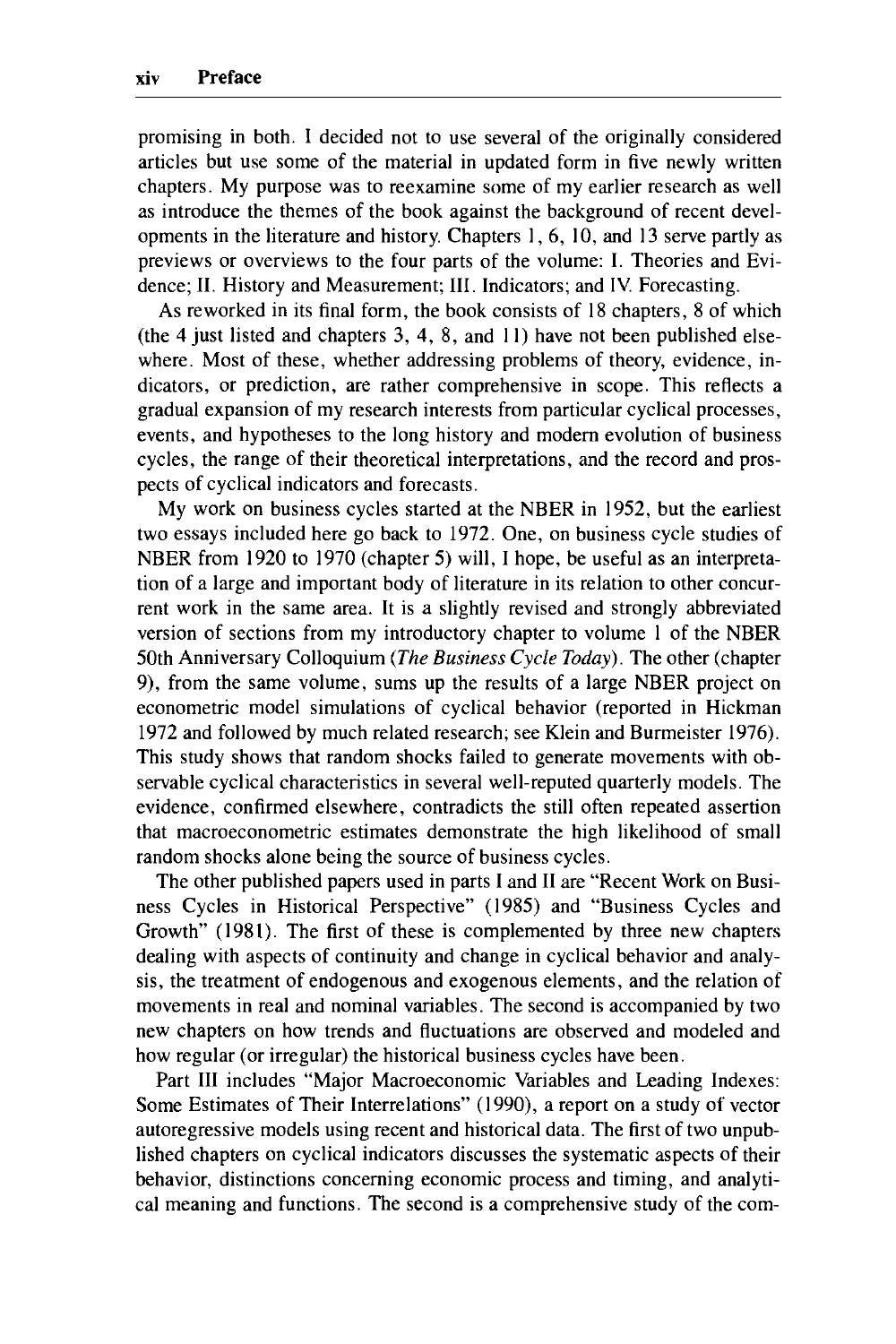promising in both. I decided not to use several of the originally considered articles but use some of the material in updated form in five newly written chapters. My purpose was to reexamine some of my earlier research as well as introduce the themes of the book against the background of recent developments in the literature and history. Chapters 1, 6, 10, and 13 serve partly as previews or overviews to the four parts of the volume: I. Theories and Evidence; II. History and Measurement; III. Indicators; and IV. Forecasting.

As reworked in its final form, the book consists of 18 chapters, 8 of which (the 4 just listed and chapters 3, 4, 8, and 11) have not been published elsewhere. Most of these, whether addressing problems of theory, evidence, indicators, or prediction, are rather comprehensive in scope. This reflects a gradual expansion of my research interests from particular cyclical processes, events, and hypotheses to the long history and modern evolution of business cycles, the range of their theoretical interpretations, and the record and prospects of cyclical indicators and forecasts.

My work on business cycles started at the NBER in 1952, but the earliest two essays included here go back to 1972. One, on business cycle studies of NBER from 1920 to 1970 (chapter 5) will, I hope, be useful as an interpretation of a large and important body of literature in its relation to other concurrent work in the same area. It is a slightly revised and strongly abbreviated version of sections from my introductory chapter to volume 1 of the NBER 50th Anniversary Colloquium (*The Business Cycle Today*). The other (chapter 9), from the same volume, sums up the results of a large NBER project on econometric model simulations of cyclical behavior (reported in Hickman 1972 and followed by much related research; see Klein and Burmeister 1976). This study shows that random shocks failed to generate movements with observable cyclical characteristics in several well-reputed quarterly models. The evidence, confirmed elsewhere, contradicts the still often repeated assertion that macroeconometric estimates demonstrate the high likelihood of small random shocks alone being the source of business cycles.

The other published papers used in parts I and II are "Recent Work on Business Cycles in Historical Perspective" (1985) and "Business Cycles and Growth" (1981). The first of these is complemented by three new chapters dealing with aspects of continuity and change in cyclical behavior and analysis, the treatment of endogenous and exogenous elements, and the relation of movements in real and nominal variables. The second is accompanied by two new chapters on how trends and fluctuations are observed and modeled and how regular (or irregular) the historical business cycles have been.

Part III includes "Major Macroeconomic Variables and Leading Indexes: Some Estimates of Their Interrelations" (1990), a report on a study of vector autoregressive models using recent and historical data. The first of two unpublished chapters on cyclical indicators discusses the systematic aspects of their behavior, distinctions concerning economic process and timing, and analytical meaning and functions. The second is a comprehensive study of the com-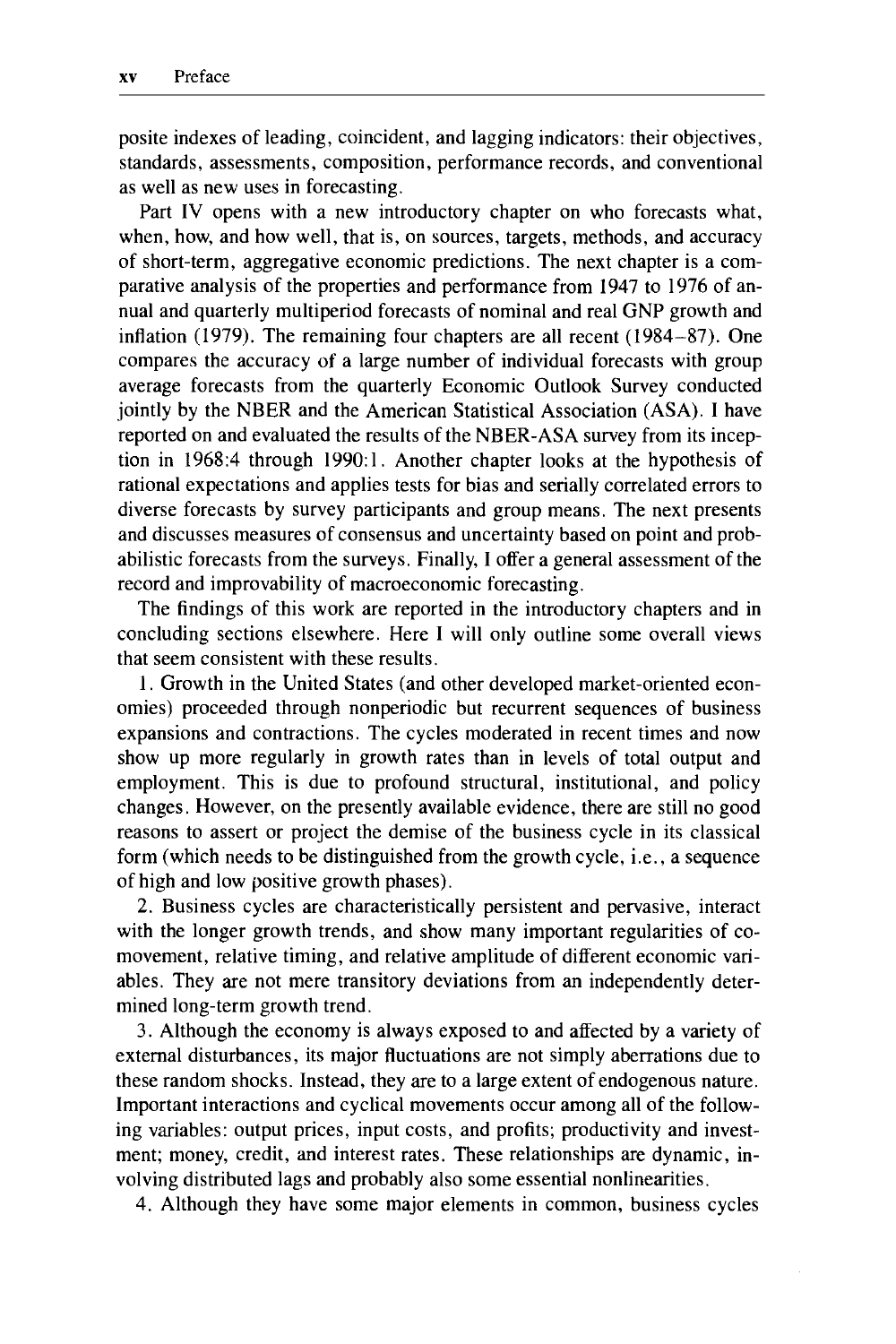posite indexes of leading, coincident, and lagging indicators: their objectives, standards, assessments, composition, performance records, and conventional as well as new uses in forecasting.

Part IV opens with a new introductory chapter on who forecasts what, when, how, and how well, that is, on sources, targets, methods, and accuracy of short-term, aggregative economic predictions. The next chapter is a comparative analysis of the properties and performance from 1947 to 1976 of annual and quarterly multiperiod forecasts of nominal and real GNP growth and inflation (1979). The remaining four chapters are all recent (1984–87). One compares the accuracy of a large number of individual forecasts with group average forecasts from the quarterly Economic Outlook Survey conducted jointly by the NBER and the American Statistical Association (ASA). I have reported on and evaluated the results of the NBER-ASA survey from its inception in 1968:4 through 1990:1. Another chapter looks at the hypothesis of rational expectations and applies tests for bias and serially correlated errors to diverse forecasts by survey participants and group means. The next presents and discusses measures of consensus and uncertainty based on point and probabilistic forecasts from the surveys. Finally, I offer a general assessment of the record and improvability of macroeconomic forecasting.

The findings of this work are reported in the introductory chapters and in concluding sections elsewhere. Here I will only outline some overall views that seem consistent with these results.

1. Growth in the United States (and other developed market-oriented economies) proceeded through nonperiodic but recurrent sequences of business expansions and contractions. The cycles moderated in recent times and now show up more regularly in growth rates than in levels of total output and employment. This is due to profound structural, institutional, and policy changes. However, on the presently available evidence, there are still no good reasons to assert or project the demise of the business cycle in its classical form (which needs to be distinguished from the growth cycle, i.e., a sequence of high and low positive growth phases).

2. Business cycles are characteristically persistent and pervasive, interact with the longer growth trends, and show many important regularities of comovement, relative timing, and relative amplitude of different economic variables. They are not mere transitory deviations from an independently determined long-term growth trend.

3. Although the economy is always exposed to and affected by a variety of external disturbances, its major fluctuations are not simply aberrations due to these random shocks. Instead, they are to a large extent of endogenous nature. Important interactions and cyclical movements occur among all of the following variables: output prices, input costs, and profits; productivity and investment; money, credit, and interest rates. These relationships are dynamic, involving distributed lags and probably also some essential nonlinearities.

4. Although they have some major elements in common, business cycles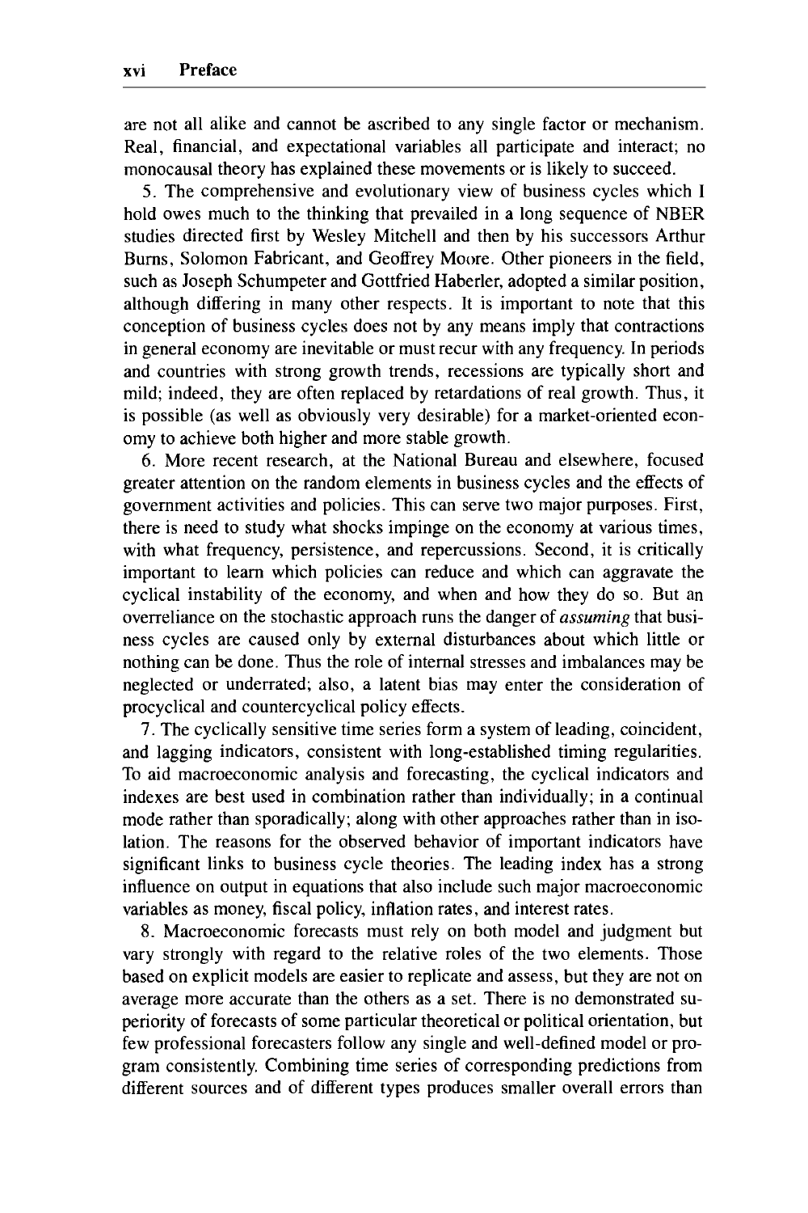are not all alike and cannot be ascribed to any single factor or mechanism. Real, financial, and expectational variables all participate and interact; no monocausal theory has explained these movements or is likely to succeed.

5. The comprehensive and evolutionary view of business cycles which I hold owes much to the thinking that prevailed in a long sequence of NBER studies directed first by Wesley Mitchell and then by his successors Arthur Burns, Solomon Fabricant, and Geoffrey Moore. Other pioneers in the field, such as Joseph Schumpeter and Gottfried Haberler, adopted a similar position, although differing in many other respects. It is important to note that this conception of business cycles does not by any means imply that contractions in general economy are inevitable or must recur with any frequency. In periods and countries with strong growth trends, recessions are typically short and mild; indeed, they are often replaced by retardations of real growth. Thus, it is possible (as well as obviously very desirable) for a market-oriented economy to achieve both higher and more stable growth.

6. More recent research, at the National Bureau and elsewhere, focused greater attention on the random elements in business cycles and the effects of government activities and policies. This can serve two major purposes. First, there is need to study what shocks impinge on the economy at various times, with what frequency, persistence, and repercussions. Second, it is critically important to learn which policies can reduce and which can aggravate the cyclical instability of the economy, and when and how they do so. But an overreliance on the stochastic approach runs the danger of *assuming* that business cycles are caused only by external disturbances about which little or nothing can be done. Thus the role of internal stresses and imbalances may be neglected or underrated; also, a latent bias may enter the consideration of procyclical and countercyclical policy effects.

7. The cyclically sensitive time series form a system of leading, coincident, and lagging indicators, consistent with long-established timing regularities. To aid macroeconomic analysis and forecasting, the cyclical indicators and indexes are best used in combination rather than individually; in a continual mode rather than sporadically; along with other approaches rather than in isolation. The reasons for the observed behavior of important indicators have significant links to business cycle theories. The leading index has a strong influence on output in equations that also include such major macroeconomic variables as money, fiscal policy, inflation rates, and interest rates.

8. Macroeconomic forecasts must rely on both model and judgment but vary strongly with regard to the relative roles of the two elements. Those based on explicit models are easier to replicate and assess, but they are not on average more accurate than the others as a set. There is no demonstrated superiority of forecasts of some particular theoretical or political orientation, but few professional forecasters follow any single and well-defined model or program consistently. Combining time series of corresponding predictions from different sources and of different types produces smaller overall errors than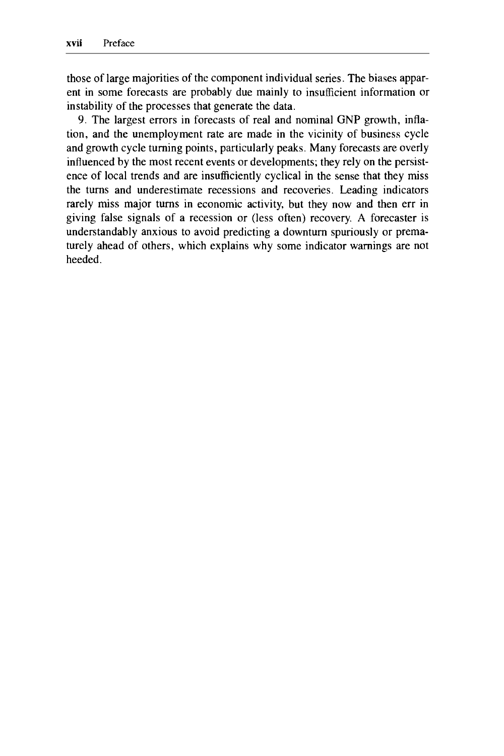those of large majorities of the component individual series. The biases apparent in some forecasts are probably due mainly to insufficient information or instability of the processes that generate the data.

9. The largest errors in forecasts of real and nominal GNP growth, inflation, and the unemployment rate are made in the vicinity of business cycle and growth cycle turning points, particularly peaks. Many forecasts are overly influenced by the most recent events or developments; they rely on the persistence of local trends and are insufficiently cyclical in the sense that they miss the turns and underestimate recessions and recoveries. Leading indicators rarely miss major turns in economic activity, but they now and then err in giving false signals of a recession or (less often) recovery. A forecaster is understandably anxious to avoid predicting a downturn spuriously or prematurely ahead of others, which explains why some indicator warnings are not heeded.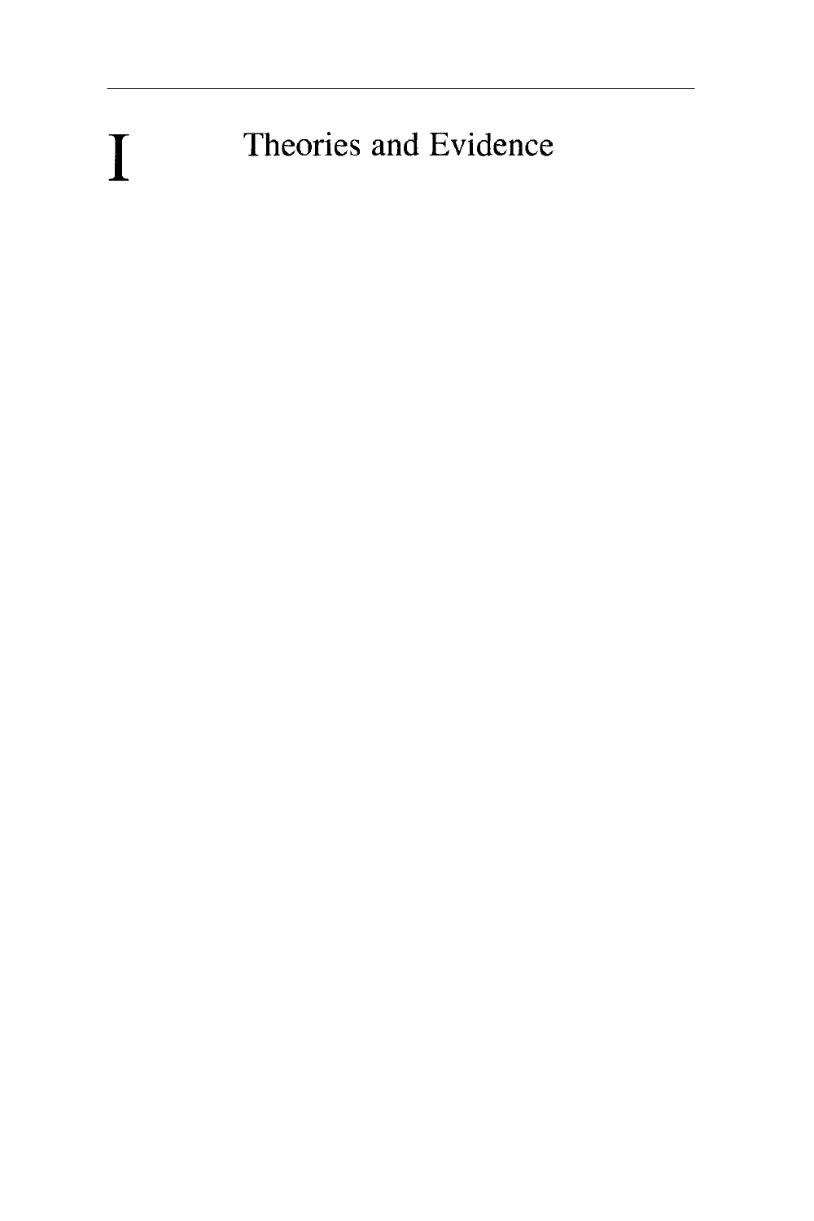# I Theories and Evidence